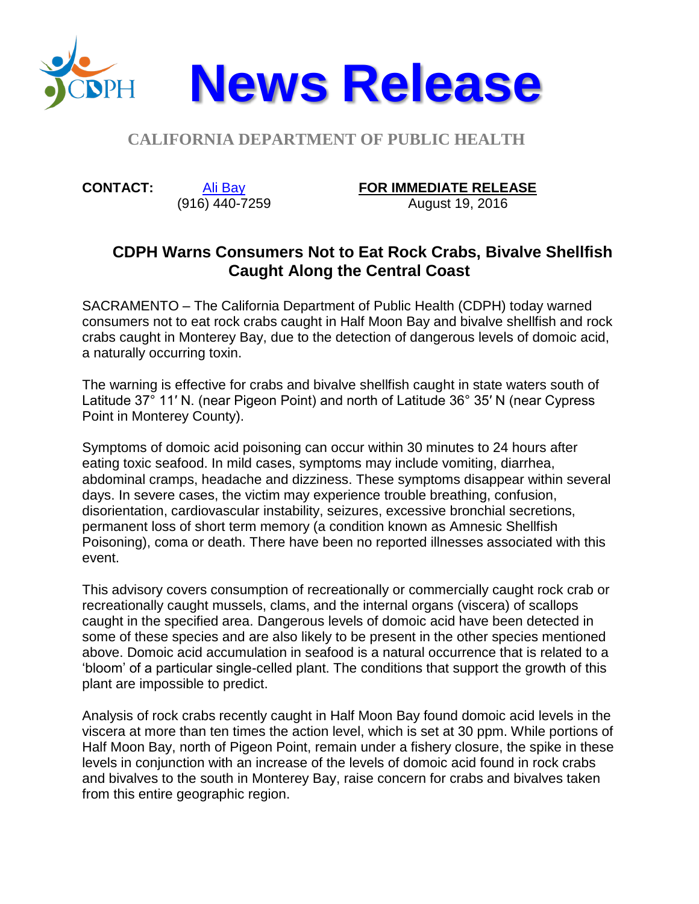# News Release

**CALIFORNIA DEPARTMENT OF PUBLIC HEALTH**

**CONTACT:** Ali Bay
(916) 440-7259

**FOR IMMEDIATE RELEASE**
August 19, 2016

## CDPH Warns Consumers Not to Eat Rock Crabs, Bivalve Shellfish Caught Along the Central Coast

SACRAMENTO – The California Department of Public Health (CDPH) today warned consumers not to eat rock crabs caught in Half Moon Bay and bivalve shellfish and rock crabs caught in Monterey Bay, due to the detection of dangerous levels of domoic acid, a naturally occurring toxin.

The warning is effective for crabs and bivalve shellfish caught in state waters south of Latitude 37° 11′ N. (near Pigeon Point) and north of Latitude 36° 35′ N (near Cypress Point in Monterey County).

Symptoms of domoic acid poisoning can occur within 30 minutes to 24 hours after eating toxic seafood. In mild cases, symptoms may include vomiting, diarrhea, abdominal cramps, headache and dizziness. These symptoms disappear within several days. In severe cases, the victim may experience trouble breathing, confusion, disorientation, cardiovascular instability, seizures, excessive bronchial secretions, permanent loss of short term memory (a condition known as Amnesic Shellfish Poisoning), coma or death. There have been no reported illnesses associated with this event.

This advisory covers consumption of recreationally or commercially caught rock crab or recreationally caught mussels, clams, and the internal organs (viscera) of scallops caught in the specified area. Dangerous levels of domoic acid have been detected in some of these species and are also likely to be present in the other species mentioned above. Domoic acid accumulation in seafood is a natural occurrence that is related to a 'bloom' of a particular single-celled plant. The conditions that support the growth of this plant are impossible to predict.

Analysis of rock crabs recently caught in Half Moon Bay found domoic acid levels in the viscera at more than ten times the action level, which is set at 30 ppm. While portions of Half Moon Bay, north of Pigeon Point, remain under a fishery closure, the spike in these levels in conjunction with an increase of the levels of domoic acid found in rock crabs and bivalves to the south in Monterey Bay, raise concern for crabs and bivalves taken from this entire geographic region.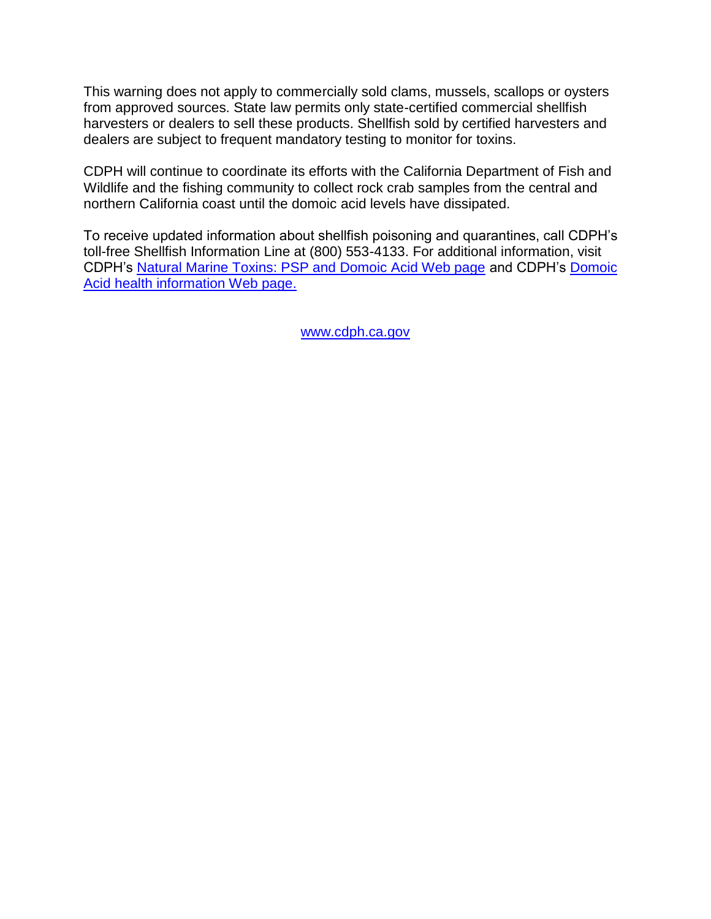This warning does not apply to commercially sold clams, mussels, scallops or oysters from approved sources. State law permits only state-certified commercial shellfish harvesters or dealers to sell these products. Shellfish sold by certified harvesters and dealers are subject to frequent mandatory testing to monitor for toxins.

CDPH will continue to coordinate its efforts with the California Department of Fish and Wildlife and the fishing community to collect rock crab samples from the central and northern California coast until the domoic acid levels have dissipated.

To receive updated information about shellfish poisoning and quarantines, call CDPH's toll-free Shellfish Information Line at (800) 553-4133. For additional information, visit CDPH's Natural Marine Toxins: PSP and Domoic Acid Web page and CDPH's Domoic Acid health information Web page.

www.cdph.ca.gov